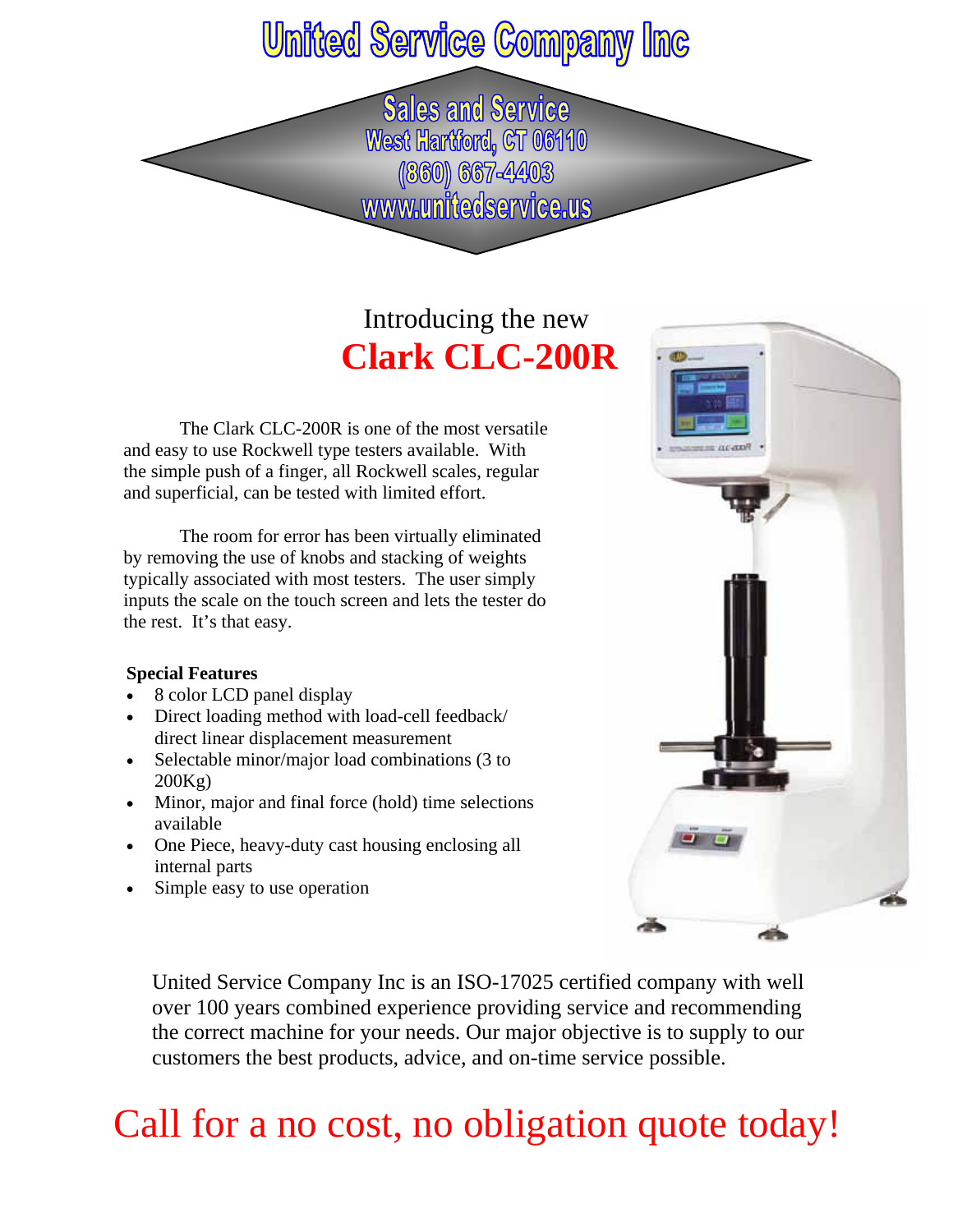# United Service Company Inc

**Sales and Service**
**West Hartford, CT 06110**
**(860) 667-4403**
**www.unitedservice.us**

Introducing the new

## Clark CLC-200R

The Clark CLC-200R is one of the most versatile and easy to use Rockwell type testers available. With the simple push of a finger, all Rockwell scales, regular and superficial, can be tested with limited effort.

The room for error has been virtually eliminated by removing the use of knobs and stacking of weights typically associated with most testers. The user simply inputs the scale on the touch screen and lets the tester do the rest. It's that easy.

**Special Features**

- 8 color LCD panel display
- Direct loading method with load-cell feedback/ direct linear displacement measurement
- Selectable minor/major load combinations (3 to 200Kg)
- Minor, major and final force (hold) time selections available
- One Piece, heavy-duty cast housing enclosing all internal parts
- Simple easy to use operation

United Service Company Inc is an ISO-17025 certified company with well over 100 years combined experience providing service and recommending the correct machine for your needs. Our major objective is to supply to our customers the best products, advice, and on-time service possible.

Call for a no cost, no obligation quote today!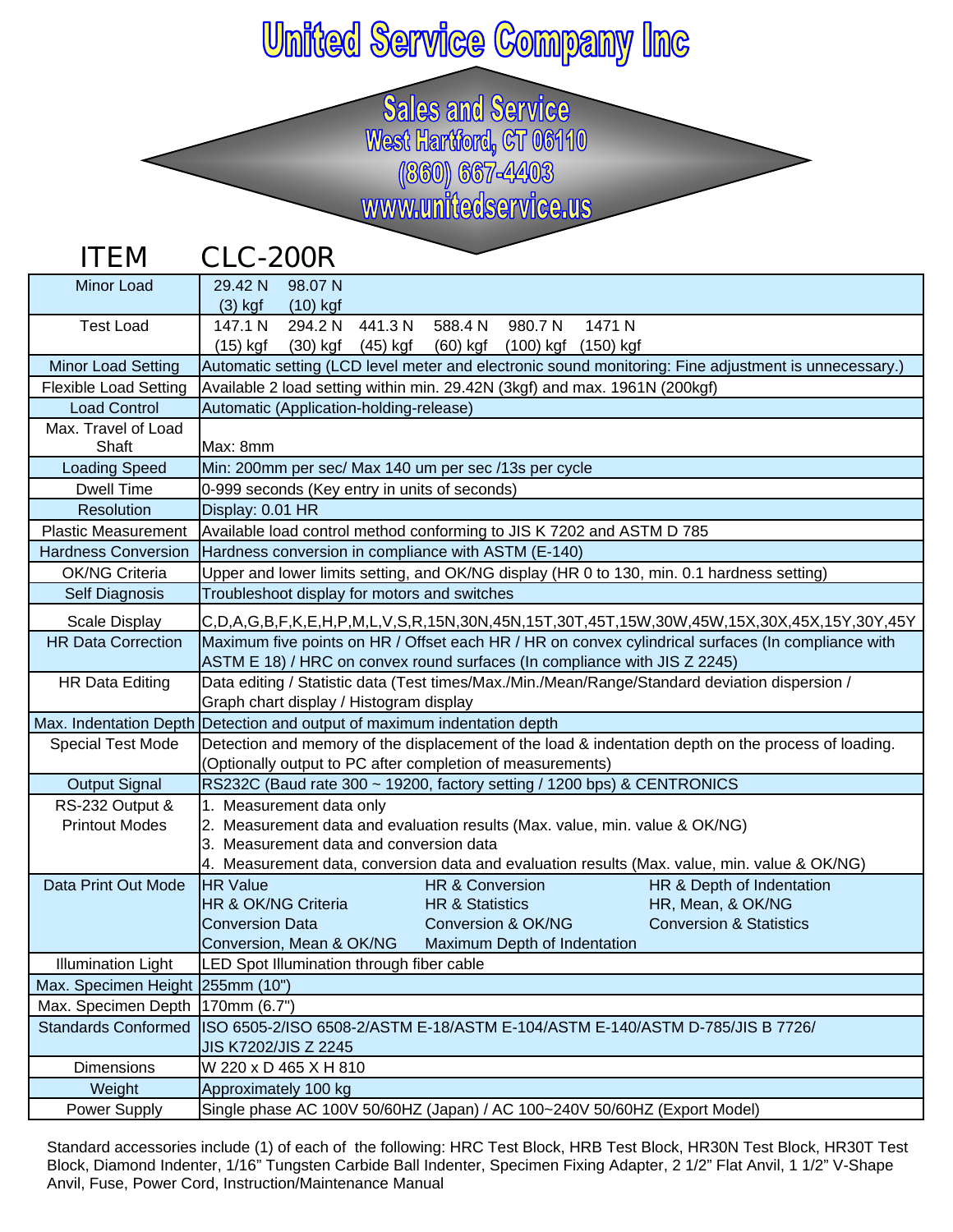# United Service Company Inc

**Sales and Service**
**West Hartford, CT 06110**
**(860) 667-4403**
**www.unitedservice.us**

## ITEM CLC-200R

| | |
|---|---|
| Minor Load | 29.42 N (3) kgf &nbsp; 98.07 N (10) kgf |
| Test Load | 147.1 N (15) kgf &nbsp; 294.2 N (30) kgf &nbsp; 441.3 N (45) kgf &nbsp; 588.4 N (60) kgf &nbsp; 980.7 N (100) kgf &nbsp; 1471 N (150) kgf |
| Minor Load Setting | Automatic setting (LCD level meter and electronic sound monitoring: Fine adjustment is unnecessary.) |
| Flexible Load Setting | Available 2 load setting within min. 29.42N (3kgf) and max. 1961N (200kgf) |
| Load Control | Automatic (Application-holding-release) |
| Max. Travel of Load Shaft | Max: 8mm |
| Loading Speed | Min: 200mm per sec/ Max 140 um per sec /13s per cycle |
| Dwell Time | 0-999 seconds (Key entry in units of seconds) |
| Resolution | Display: 0.01 HR |
| Plastic Measurement | Available load control method conforming to JIS K 7202 and ASTM D 785 |
| Hardness Conversion | Hardness conversion in compliance with ASTM (E-140) |
| OK/NG Criteria | Upper and lower limits setting, and OK/NG display (HR 0 to 130, min. 0.1 hardness setting) |
| Self Diagnosis | Troubleshoot display for motors and switches |
| Scale Display | C,D,A,G,B,F,K,E,H,P,M,L,V,S,R,15N,30N,45N,15T,30T,45T,15W,30W,45W,15X,30X,45X,15Y,30Y,45Y |
| HR Data Correction | Maximum five points on HR / Offset each HR / HR on convex cylindrical surfaces (In compliance with ASTM E 18) / HRC on convex round surfaces (In compliance with JIS Z 2245) |
| HR Data Editing | Data editing / Statistic data (Test times/Max./Min./Mean/Range/Standard deviation dispersion / Graph chart display / Histogram display |
| Max. Indentation Depth | Detection and output of maximum indentation depth |
| Special Test Mode | Detection and memory of the displacement of the load & indentation depth on the process of loading. (Optionally output to PC after completion of measurements) |
| Output Signal | RS232C (Baud rate 300 ~ 19200, factory setting / 1200 bps) & CENTRONICS |
| RS-232 Output & Printout Modes | 1. Measurement data only<br>2. Measurement data and evaluation results (Max. value, min. value & OK/NG)<br>3. Measurement data and conversion data<br>4. Measurement data, conversion data and evaluation results (Max. value, min. value & OK/NG) |
| Data Print Out Mode | HR Value; HR & Conversion; HR & Depth of Indentation; HR & OK/NG Criteria; HR & Statistics; HR, Mean, & OK/NG; Conversion Data; Conversion & OK/NG; Conversion & Statistics; Conversion, Mean & OK/NG; Maximum Depth of Indentation |
| Illumination Light | LED Spot Illumination through fiber cable |
| Max. Specimen Height | 255mm (10") |
| Max. Specimen Depth | 170mm (6.7") |
| Standards Conformed | ISO 6505-2/ISO 6508-2/ASTM E-18/ASTM E-104/ASTM E-140/ASTM D-785/JIS B 7726/ JIS K7202/JIS Z 2245 |
| Dimensions | W 220 x D 465 X H 810 |
| Weight | Approximately 100 kg |
| Power Supply | Single phase AC 100V 50/60HZ (Japan) / AC 100~240V 50/60HZ (Export Model) |

Standard accessories include (1) of each of the following: HRC Test Block, HRB Test Block, HR30N Test Block, HR30T Test Block, Diamond Indenter, 1/16" Tungsten Carbide Ball Indenter, Specimen Fixing Adapter, 2 1/2" Flat Anvil, 1 1/2" V-Shape Anvil, Fuse, Power Cord, Instruction/Maintenance Manual